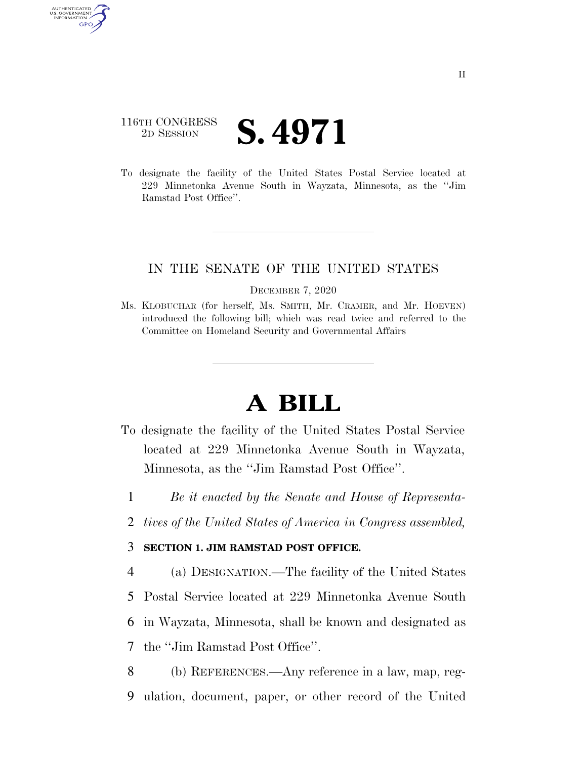116TH CONGRESS
2D SESSION

# S. 4971

To designate the facility of the United States Postal Service located at 229 Minnetonka Avenue South in Wayzata, Minnesota, as the "Jim Ramstad Post Office".

IN THE SENATE OF THE UNITED STATES

DECEMBER 7, 2020

Ms. KLOBUCHAR (for herself, Ms. SMITH, Mr. CRAMER, and Mr. HOEVEN) introduced the following bill; which was read twice and referred to the Committee on Homeland Security and Governmental Affairs

# A BILL

To designate the facility of the United States Postal Service located at 229 Minnetonka Avenue South in Wayzata, Minnesota, as the "Jim Ramstad Post Office".

1 *Be it enacted by the Senate and House of Representa-*
2 *tives of the United States of America in Congress assembled,*

3 **SECTION 1. JIM RAMSTAD POST OFFICE.**

4 (a) DESIGNATION.—The facility of the United States
5 Postal Service located at 229 Minnetonka Avenue South
6 in Wayzata, Minnesota, shall be known and designated as
7 the "Jim Ramstad Post Office".

8 (b) REFERENCES.—Any reference in a law, map, reg-
9 ulation, document, paper, or other record of the United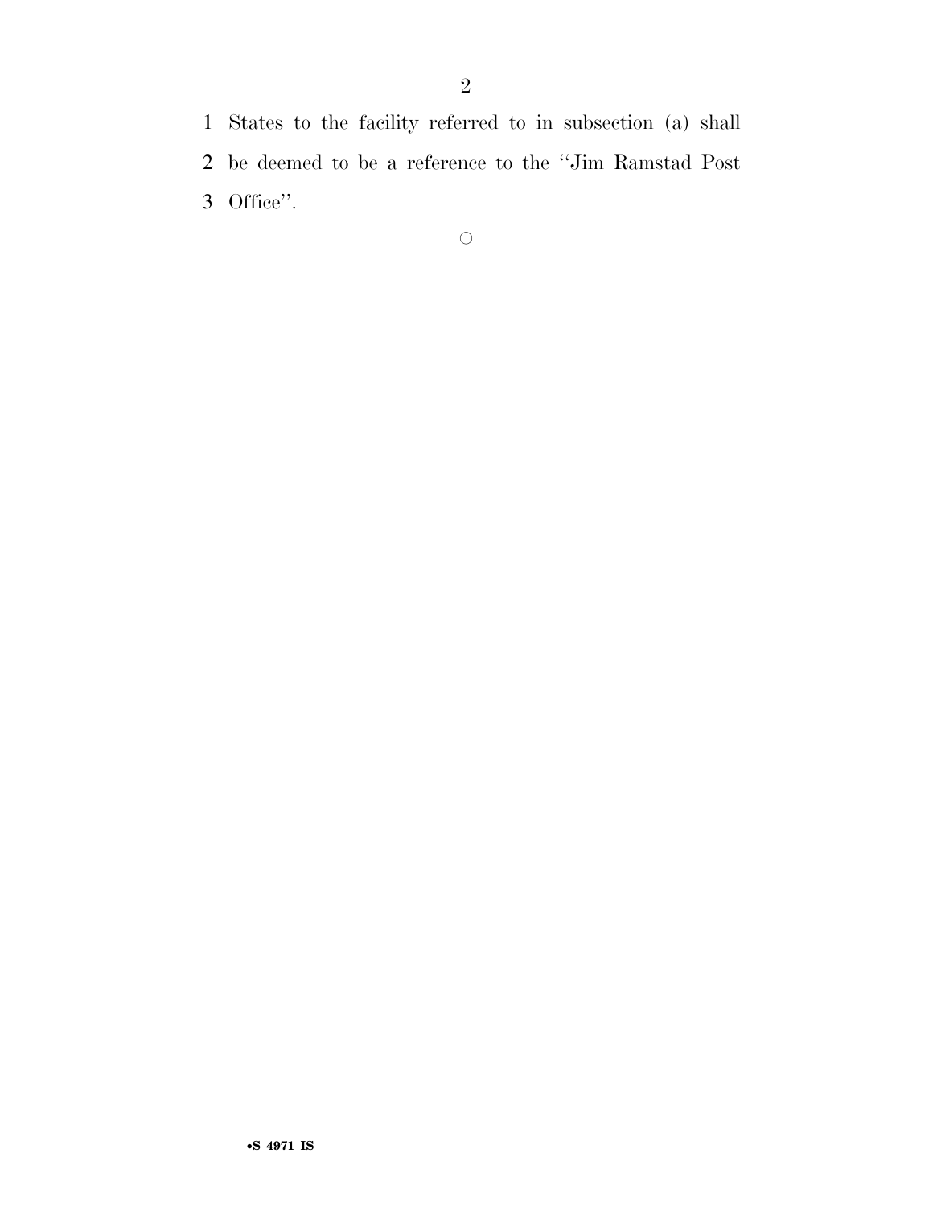States to the facility referred to in subsection (a) shall be deemed to be a reference to the "Jim Ramstad Post Office".

○